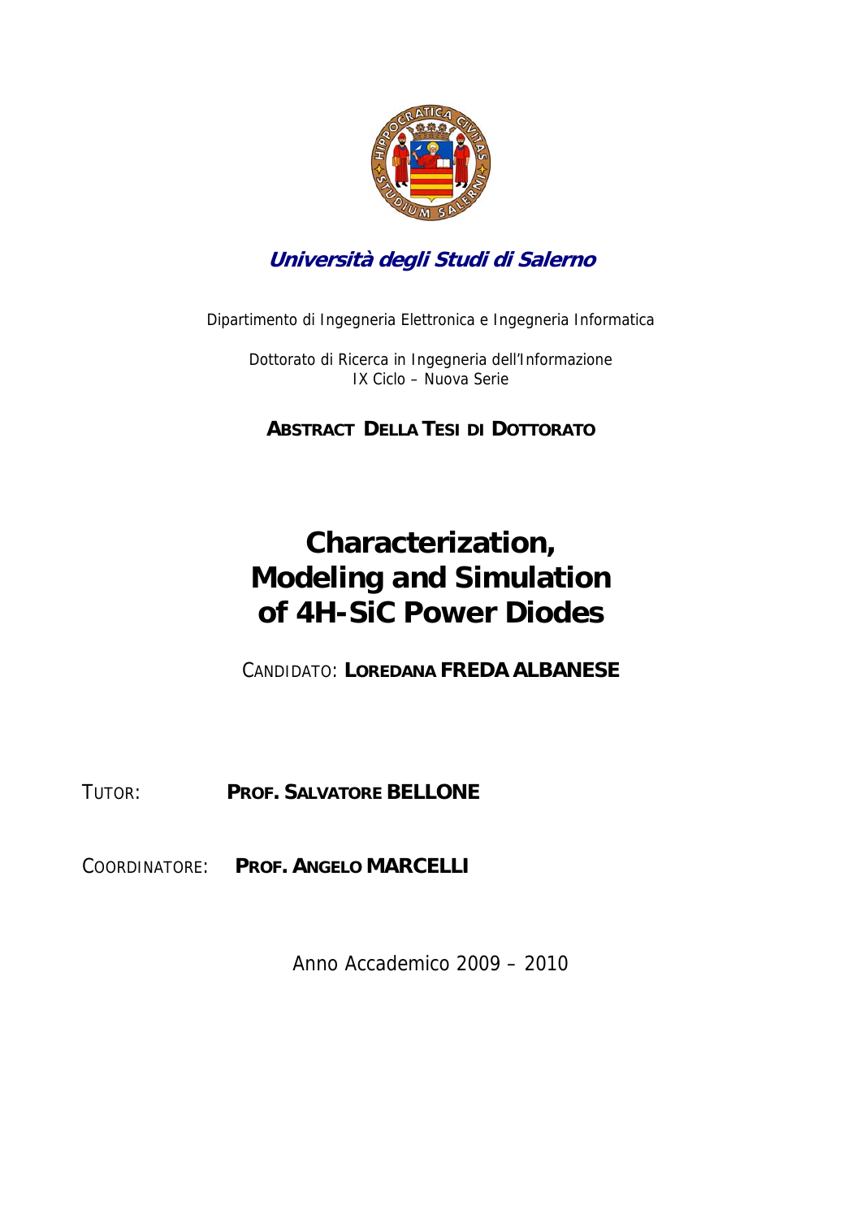# *Università degli Studi di Salerno*

Dipartimento di Ingegneria Elettronica e Ingegneria Informatica

Dottorato di Ricerca in Ingegneria dell'Informazione
IX Ciclo – Nuova Serie

**ABSTRACT DELLA TESI DI DOTTORATO**

# Characterization, Modeling and Simulation of 4H-SiC Power Diodes

CANDIDATO: **LOREDANA FREDA ALBANESE**

TUTOR: **PROF. SALVATORE BELLONE**

COORDINATORE: **PROF. ANGELO MARCELLI**

Anno Accademico 2009 – 2010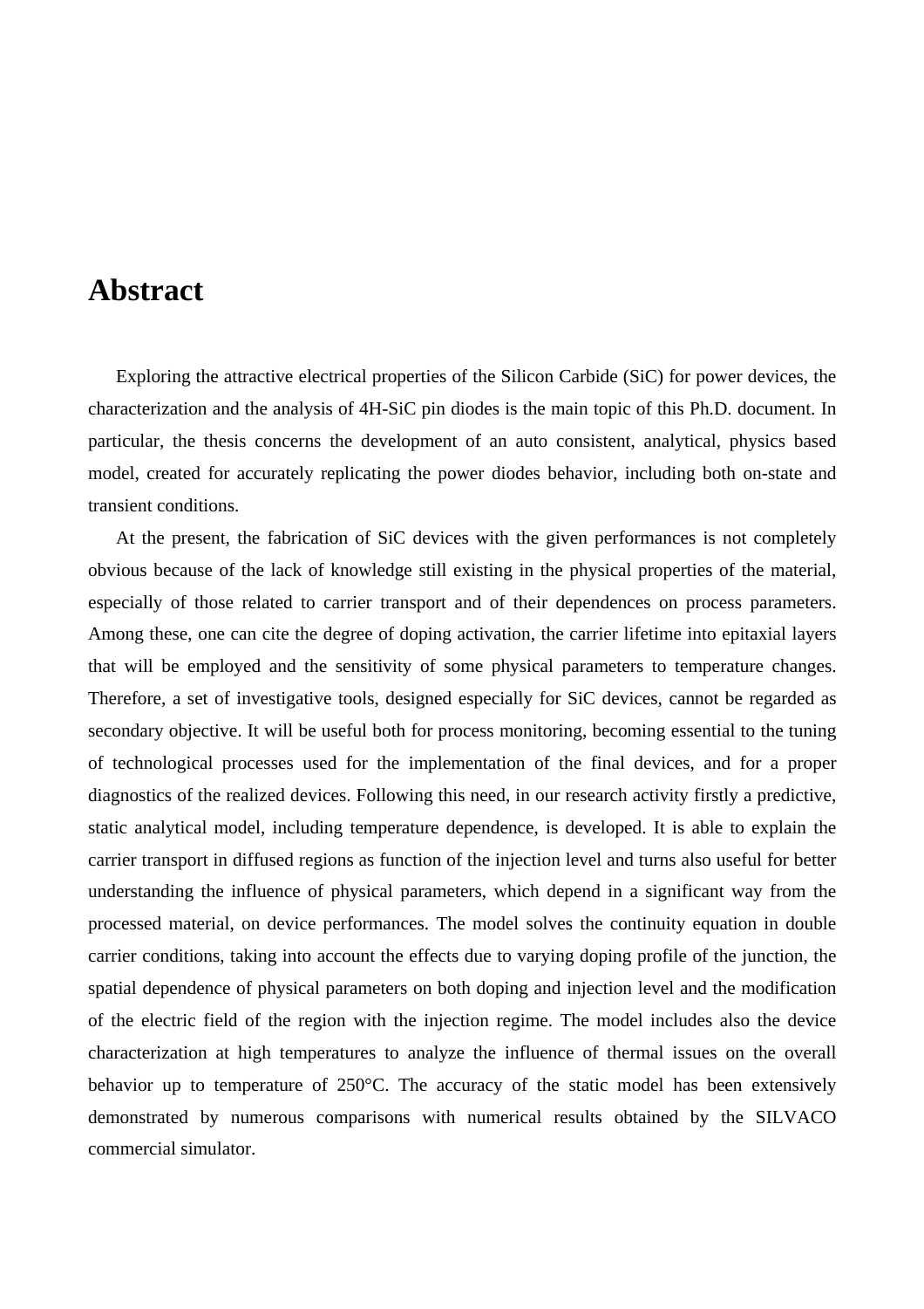# Abstract

Exploring the attractive electrical properties of the Silicon Carbide (SiC) for power devices, the characterization and the analysis of 4H-SiC pin diodes is the main topic of this Ph.D. document. In particular, the thesis concerns the development of an auto consistent, analytical, physics based model, created for accurately replicating the power diodes behavior, including both on-state and transient conditions.

At the present, the fabrication of SiC devices with the given performances is not completely obvious because of the lack of knowledge still existing in the physical properties of the material, especially of those related to carrier transport and of their dependences on process parameters. Among these, one can cite the degree of doping activation, the carrier lifetime into epitaxial layers that will be employed and the sensitivity of some physical parameters to temperature changes. Therefore, a set of investigative tools, designed especially for SiC devices, cannot be regarded as secondary objective. It will be useful both for process monitoring, becoming essential to the tuning of technological processes used for the implementation of the final devices, and for a proper diagnostics of the realized devices. Following this need, in our research activity firstly a predictive, static analytical model, including temperature dependence, is developed. It is able to explain the carrier transport in diffused regions as function of the injection level and turns also useful for better understanding the influence of physical parameters, which depend in a significant way from the processed material, on device performances. The model solves the continuity equation in double carrier conditions, taking into account the effects due to varying doping profile of the junction, the spatial dependence of physical parameters on both doping and injection level and the modification of the electric field of the region with the injection regime. The model includes also the device characterization at high temperatures to analyze the influence of thermal issues on the overall behavior up to temperature of 250°C. The accuracy of the static model has been extensively demonstrated by numerous comparisons with numerical results obtained by the SILVACO commercial simulator.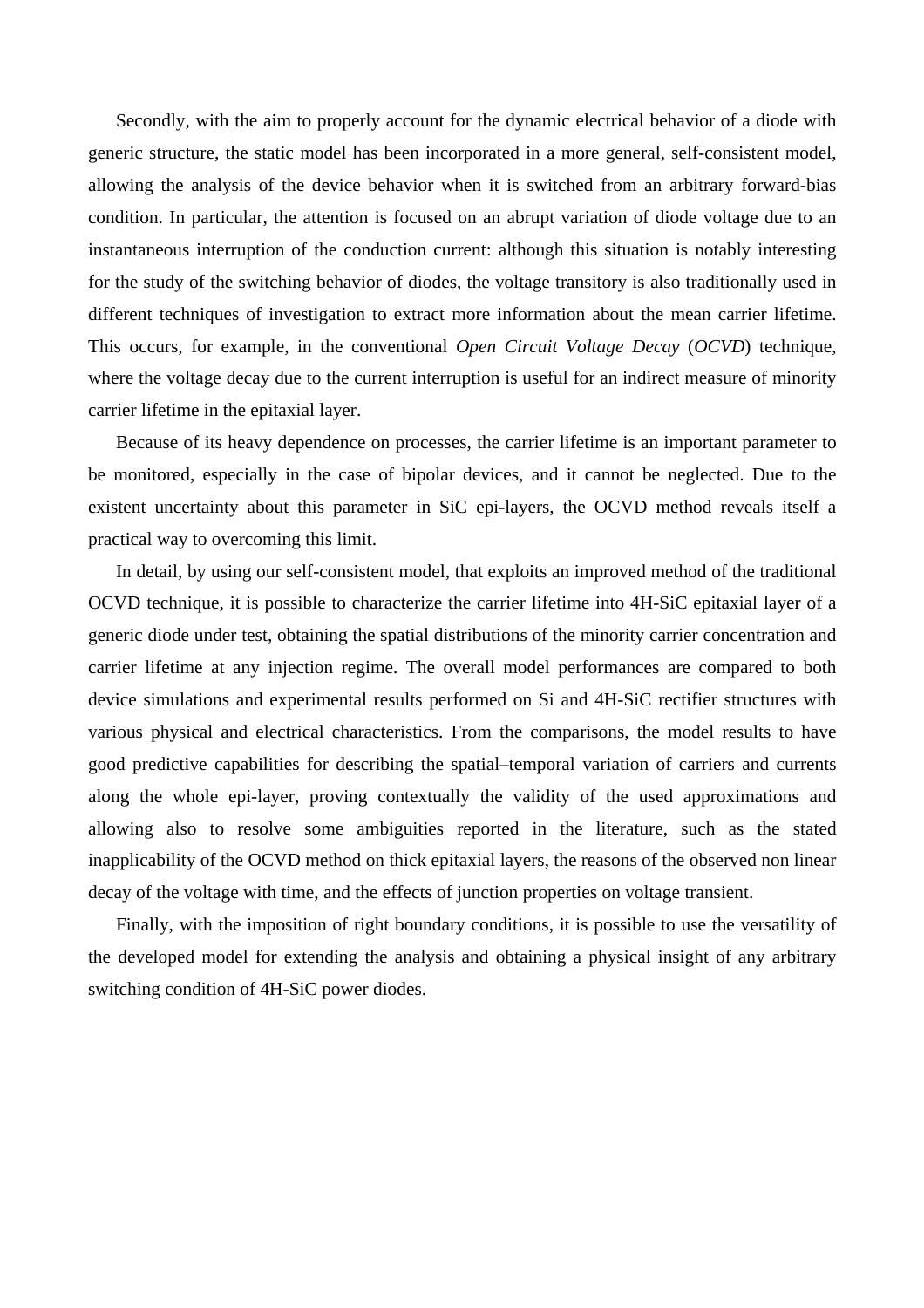Secondly, with the aim to properly account for the dynamic electrical behavior of a diode with generic structure, the static model has been incorporated in a more general, self-consistent model, allowing the analysis of the device behavior when it is switched from an arbitrary forward-bias condition. In particular, the attention is focused on an abrupt variation of diode voltage due to an instantaneous interruption of the conduction current: although this situation is notably interesting for the study of the switching behavior of diodes, the voltage transitory is also traditionally used in different techniques of investigation to extract more information about the mean carrier lifetime. This occurs, for example, in the conventional *Open Circuit Voltage Decay* (*OCVD*) technique, where the voltage decay due to the current interruption is useful for an indirect measure of minority carrier lifetime in the epitaxial layer.

Because of its heavy dependence on processes, the carrier lifetime is an important parameter to be monitored, especially in the case of bipolar devices, and it cannot be neglected. Due to the existent uncertainty about this parameter in SiC epi-layers, the OCVD method reveals itself a practical way to overcoming this limit.

In detail, by using our self-consistent model, that exploits an improved method of the traditional OCVD technique, it is possible to characterize the carrier lifetime into 4H-SiC epitaxial layer of a generic diode under test, obtaining the spatial distributions of the minority carrier concentration and carrier lifetime at any injection regime. The overall model performances are compared to both device simulations and experimental results performed on Si and 4H-SiC rectifier structures with various physical and electrical characteristics. From the comparisons, the model results to have good predictive capabilities for describing the spatial–temporal variation of carriers and currents along the whole epi-layer, proving contextually the validity of the used approximations and allowing also to resolve some ambiguities reported in the literature, such as the stated inapplicability of the OCVD method on thick epitaxial layers, the reasons of the observed non linear decay of the voltage with time, and the effects of junction properties on voltage transient.

Finally, with the imposition of right boundary conditions, it is possible to use the versatility of the developed model for extending the analysis and obtaining a physical insight of any arbitrary switching condition of 4H-SiC power diodes.